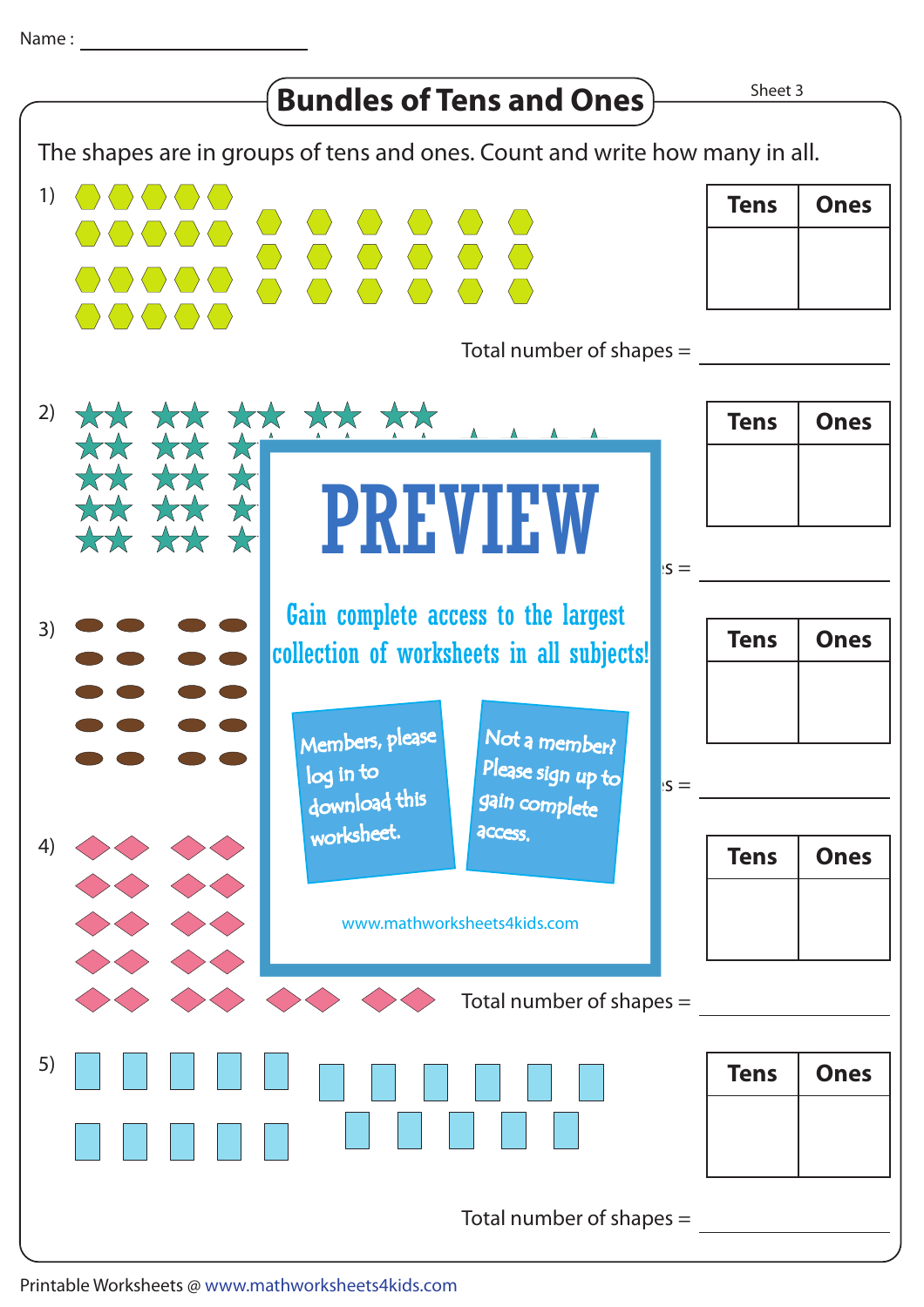Name : ____________________

# Bundles of Tens and Ones

Sheet 3

The shapes are in groups of tens and ones. Count and write how many in all.

1)

| Tens | Ones |
|---|---|
| | |

Total number of shapes = ________

2)

| Tens | Ones |
|---|---|
| | |

Total number of shapes = ________

3)

| Tens | Ones |
|---|---|
| | |

Total number of shapes = ________

4)

| Tens | Ones |
|---|---|
| | |

Total number of shapes = ________

5)

| Tens | Ones |
|---|---|
| | |

Total number of shapes = ________

PREVIEW

Gain complete access to the largest collection of worksheets in all subjects!

Members, please log in to download this worksheet.

Not a member? Please sign up to gain complete access.

www.mathworksheets4kids.com

Printable Worksheets @ www.mathworksheets4kids.com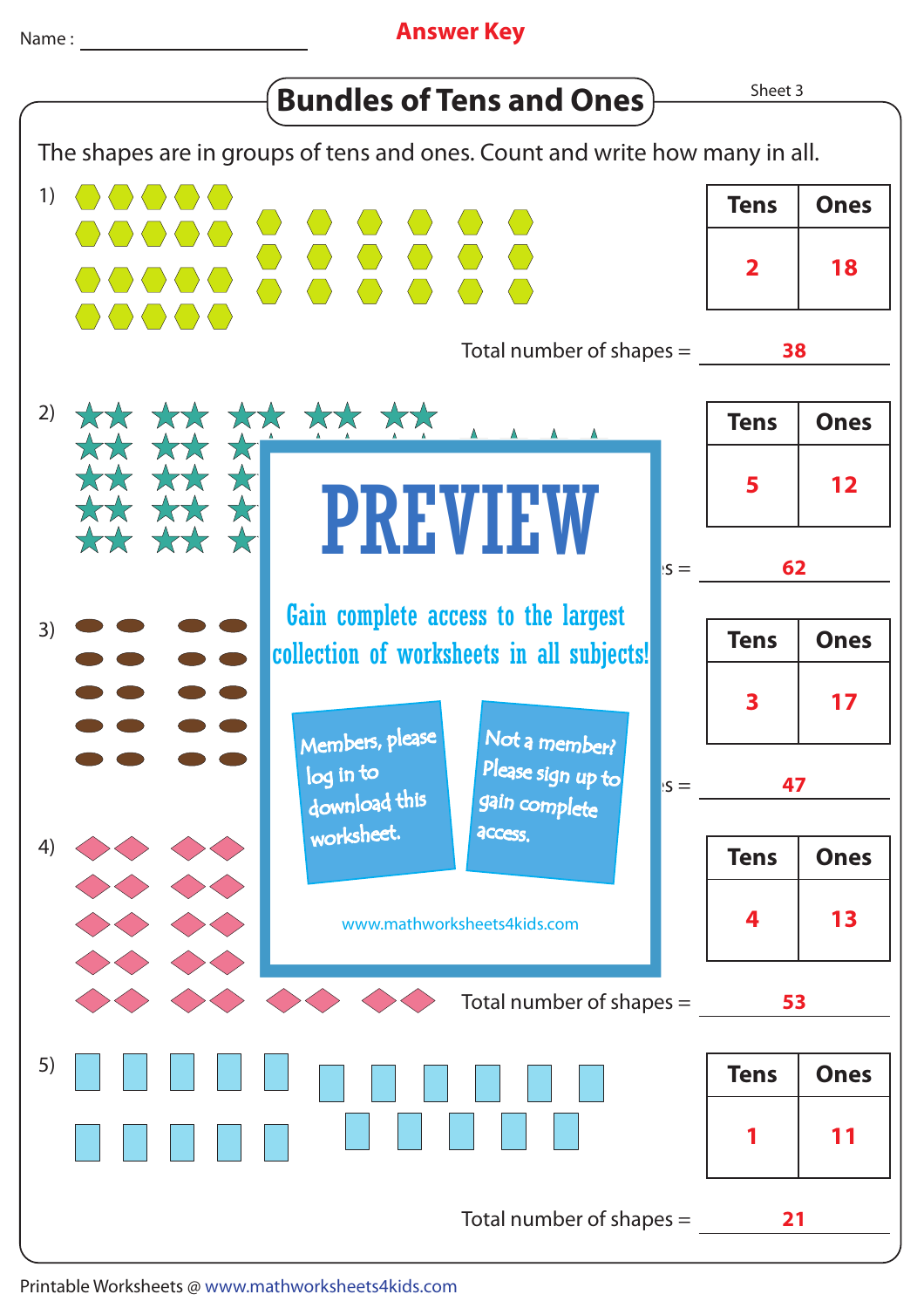Name : ____________

**Answer Key**

# Bundles of Tens and Ones

Sheet 3

The shapes are in groups of tens and ones. Count and write how many in all.

1)

| Tens | Ones |
| --- | --- |
| 2 | 18 |

Total number of shapes = **38**

2)

| Tens | Ones |
| --- | --- |
| 5 | 12 |

Total number of shapes = **62**

3)

| Tens | Ones |
| --- | --- |
| 3 | 17 |

Total number of shapes = **47**

4)

| Tens | Ones |
| --- | --- |
| 4 | 13 |

Total number of shapes = **53**

5)

| Tens | Ones |
| --- | --- |
| 1 | 11 |

Total number of shapes = **21**

PREVIEW

Gain complete access to the largest collection of worksheets in all subjects!

Members, please log in to download this worksheet.

Not a member? Please sign up to gain complete access.

www.mathworksheets4kids.com

Printable Worksheets @ www.mathworksheets4kids.com